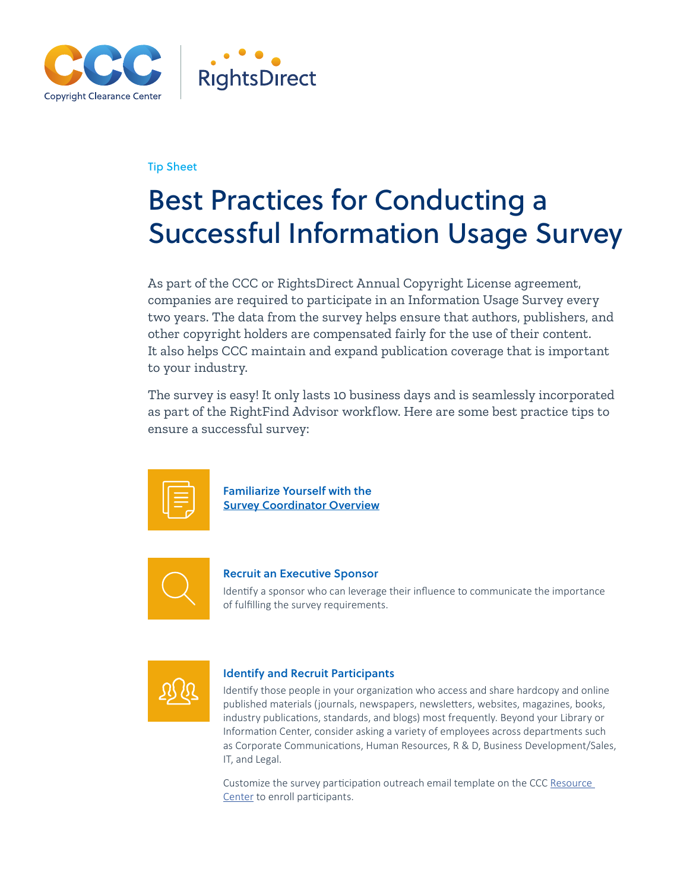Tip Sheet

# Best Practices for Conducting a Successful Information Usage Survey

As part of the CCC or RightsDirect Annual Copyright License agreement, companies are required to participate in an Information Usage Survey every two years. The data from the survey helps ensure that authors, publishers, and other copyright holders are compensated fairly for the use of their content. It also helps CCC maintain and expand publication coverage that is important to your industry.

The survey is easy! It only lasts 10 business days and is seamlessly incorporated as part of the RightFind Advisor workflow. Here are some best practice tips to ensure a successful survey:

### Familiarize Yourself with the Survey Coordinator Overview

### Recruit an Executive Sponsor

Identify a sponsor who can leverage their influence to communicate the importance of fulfilling the survey requirements.

### Identify and Recruit Participants

Identify those people in your organization who access and share hardcopy and online published materials (journals, newspapers, newsletters, websites, magazines, books, industry publications, standards, and blogs) most frequently. Beyond your Library or Information Center, consider asking a variety of employees across departments such as Corporate Communications, Human Resources, R & D, Business Development/Sales, IT, and Legal.

Customize the survey participation outreach email template on the CCC Resource Center to enroll participants.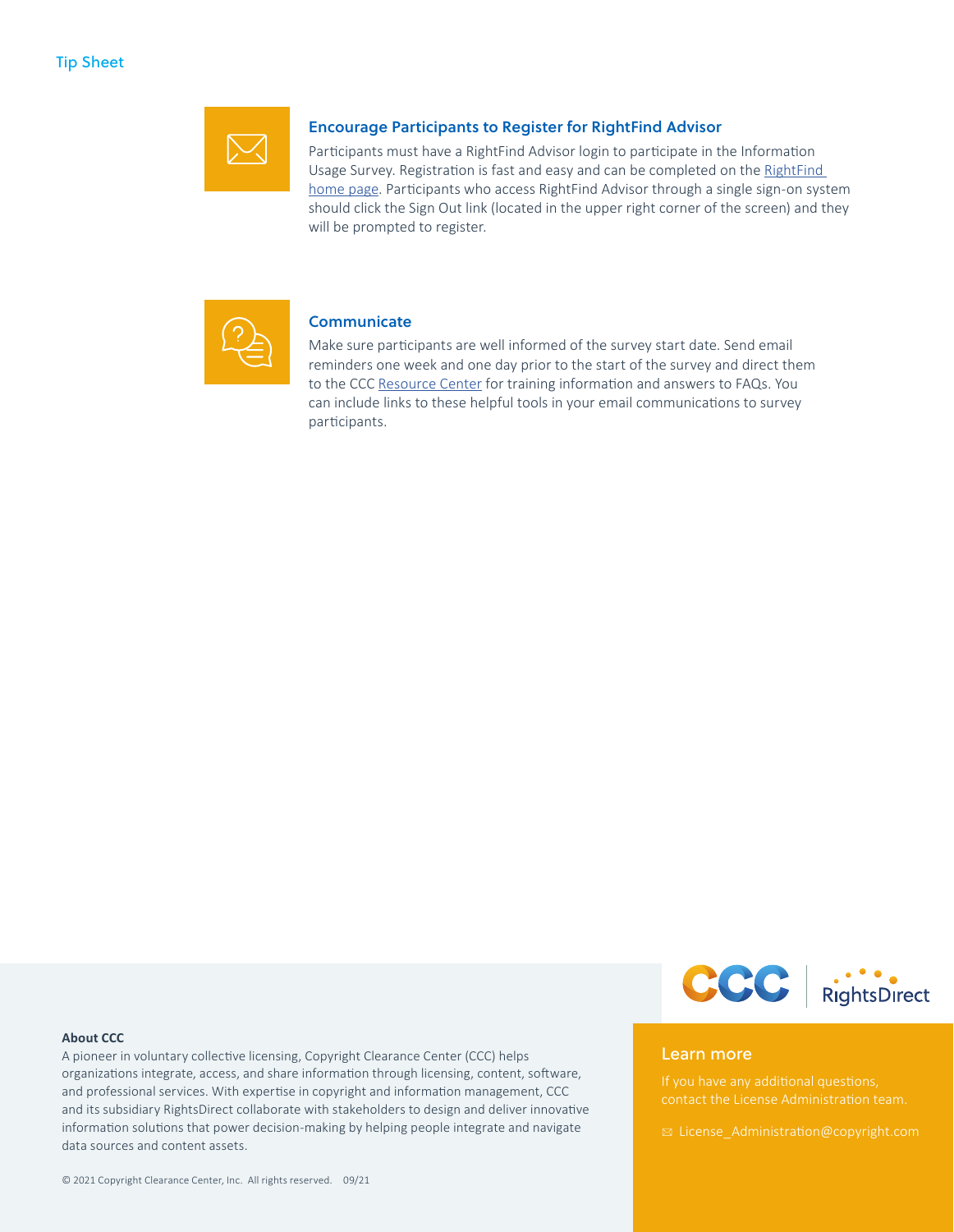## Encourage Participants to Register for RightFind Advisor

Participants must have a RightFind Advisor login to participate in the Information Usage Survey. Registration is fast and easy and can be completed on the RightFind home page. Participants who access RightFind Advisor through a single sign-on system should click the Sign Out link (located in the upper right corner of the screen) and they will be prompted to register.

## Communicate

Make sure participants are well informed of the survey start date. Send email reminders one week and one day prior to the start of the survey and direct them to the CCC Resource Center for training information and answers to FAQs. You can include links to these helpful tools in your email communications to survey participants.

**About CCC**

A pioneer in voluntary collective licensing, Copyright Clearance Center (CCC) helps organizations integrate, access, and share information through licensing, content, software, and professional services. With expertise in copyright and information management, CCC and its subsidiary RightsDirect collaborate with stakeholders to design and deliver innovative information solutions that power decision-making by helping people integrate and navigate data sources and content assets.

© 2021 Copyright Clearance Center, Inc. All rights reserved. 09/21

### Learn more

If you have any additional questions, contact the License Administration team.

License_Administration@copyright.com